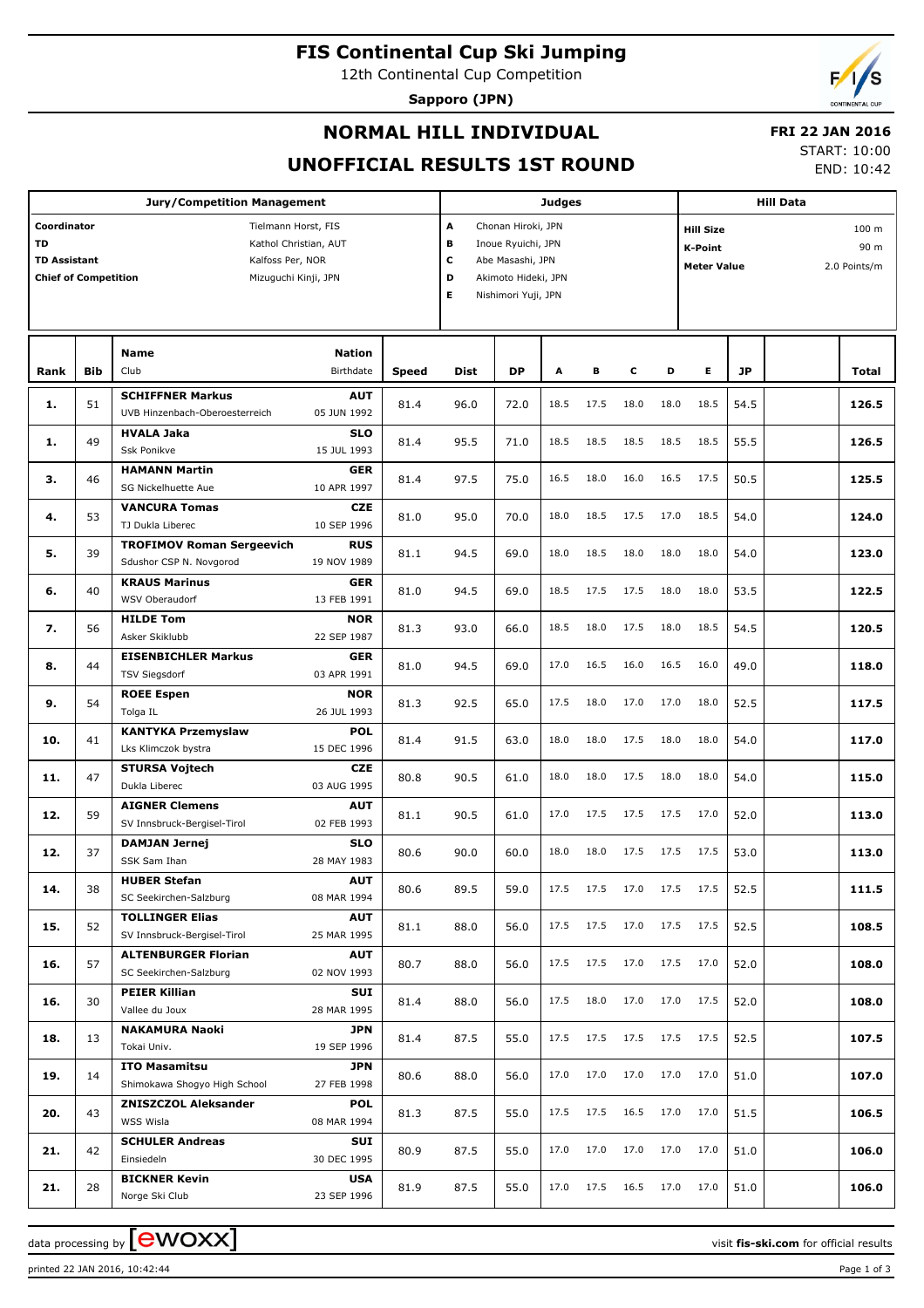# FIS Continental Cup Ski Jumping

12th Continental Cup Competition

**Sapporo (JPN)**

## NORMAL HILL INDIVIDUAL

## UNOFFICIAL RESULTS 1ST ROUND

**FRI 22 JAN 2016**

START: 10:00
END: 10:42

| Jury/Competition Management | | Judges | | Hill Data | |
|---|---|---|---|---|---|
| Coordinator | Tielmann Horst, FIS | A | Chonan Hiroki, JPN | Hill Size | 100 m |
| TD | Kathol Christian, AUT | B | Inoue Ryuichi, JPN | K-Point | 90 m |
| TD Assistant | Kalfoss Per, NOR | C | Abe Masashi, JPN | Meter Value | 2.0 Points/m |
| Chief of Competition | Mizuguchi Kinji, JPN | D | Akimoto Hideki, JPN | | |
| | | E | Nishimori Yuji, JPN | | |

| Rank | Bib | Name / Club | Nation / Birthdate | Speed | Dist | DP | A | B | C | D | E | JP | Total |
|---|---|---|---|---|---|---|---|---|---|---|---|---|---|
| 1. | 51 | **SCHIFFNER Markus** UVB Hinzenbach-Oberoesterreich | **AUT** 05 JUN 1992 | 81.4 | 96.0 | 72.0 | 18.5 | 17.5 | 18.0 | 18.0 | 18.5 | 54.5 | **126.5** |
| 1. | 49 | **HVALA Jaka** Ssk Ponikve | **SLO** 15 JUL 1993 | 81.4 | 95.5 | 71.0 | 18.5 | 18.5 | 18.5 | 18.5 | 18.5 | 55.5 | **126.5** |
| 3. | 46 | **HAMANN Martin** SG Nickelhuette Aue | **GER** 10 APR 1997 | 81.4 | 97.5 | 75.0 | 16.5 | 18.0 | 16.0 | 16.5 | 17.5 | 50.5 | **125.5** |
| 4. | 53 | **VANCURA Tomas** TJ Dukla Liberec | **CZE** 10 SEP 1996 | 81.0 | 95.0 | 70.0 | 18.0 | 18.5 | 17.5 | 17.0 | 18.5 | 54.0 | **124.0** |
| 5. | 39 | **TROFIMOV Roman Sergeevich** Sdushor CSP N. Novgorod | **RUS** 19 NOV 1989 | 81.1 | 94.5 | 69.0 | 18.0 | 18.5 | 18.0 | 18.0 | 18.0 | 54.0 | **123.0** |
| 6. | 40 | **KRAUS Marinus** WSV Oberaudorf | **GER** 13 FEB 1991 | 81.0 | 94.5 | 69.0 | 18.5 | 17.5 | 17.5 | 18.0 | 18.0 | 53.5 | **122.5** |
| 7. | 56 | **HILDE Tom** Asker Skiklubb | **NOR** 22 SEP 1987 | 81.3 | 93.0 | 66.0 | 18.5 | 18.0 | 17.5 | 18.0 | 18.5 | 54.5 | **120.5** |
| 8. | 44 | **EISENBICHLER Markus** TSV Siegsdorf | **GER** 03 APR 1991 | 81.0 | 94.5 | 69.0 | 17.0 | 16.5 | 16.0 | 16.5 | 16.0 | 49.0 | **118.0** |
| 9. | 54 | **ROEE Espen** Tolga IL | **NOR** 26 JUL 1993 | 81.3 | 92.5 | 65.0 | 17.5 | 18.0 | 17.0 | 17.0 | 18.0 | 52.5 | **117.5** |
| 10. | 41 | **KANTYKA Przemyslaw** Lks Klimczok bystra | **POL** 15 DEC 1996 | 81.4 | 91.5 | 63.0 | 18.0 | 18.0 | 17.5 | 18.0 | 18.0 | 54.0 | **117.0** |
| 11. | 47 | **STURSA Vojtech** Dukla Liberec | **CZE** 03 AUG 1995 | 80.8 | 90.5 | 61.0 | 18.0 | 18.0 | 17.5 | 18.0 | 18.0 | 54.0 | **115.0** |
| 12. | 59 | **AIGNER Clemens** SV Innsbruck-Bergisel-Tirol | **AUT** 02 FEB 1993 | 81.1 | 90.5 | 61.0 | 17.0 | 17.5 | 17.5 | 17.5 | 17.0 | 52.0 | **113.0** |
| 12. | 37 | **DAMJAN Jernej** SSK Sam Ihan | **SLO** 28 MAY 1983 | 80.6 | 90.0 | 60.0 | 18.0 | 18.0 | 17.5 | 17.5 | 17.5 | 53.0 | **113.0** |
| 14. | 38 | **HUBER Stefan** SC Seekirchen-Salzburg | **AUT** 08 MAR 1994 | 80.6 | 89.5 | 59.0 | 17.5 | 17.5 | 17.0 | 17.5 | 17.5 | 52.5 | **111.5** |
| 15. | 52 | **TOLLINGER Elias** SV Innsbruck-Bergisel-Tirol | **AUT** 25 MAR 1995 | 81.1 | 88.0 | 56.0 | 17.5 | 17.5 | 17.0 | 17.5 | 17.5 | 52.5 | **108.5** |
| 16. | 57 | **ALTENBURGER Florian** SC Seekirchen-Salzburg | **AUT** 02 NOV 1993 | 80.7 | 88.0 | 56.0 | 17.5 | 17.5 | 17.0 | 17.5 | 17.0 | 52.0 | **108.0** |
| 16. | 30 | **PEIER Killian** Vallee du Joux | **SUI** 28 MAR 1995 | 81.4 | 88.0 | 56.0 | 17.5 | 18.0 | 17.0 | 17.0 | 17.5 | 52.0 | **108.0** |
| 18. | 13 | **NAKAMURA Naoki** Tokai Univ. | **JPN** 19 SEP 1996 | 81.4 | 87.5 | 55.0 | 17.5 | 17.5 | 17.5 | 17.5 | 17.5 | 52.5 | **107.5** |
| 19. | 14 | **ITO Masamitsu** Shimokawa Shogyo High School | **JPN** 27 FEB 1998 | 80.6 | 88.0 | 56.0 | 17.0 | 17.0 | 17.0 | 17.0 | 17.0 | 51.0 | **107.0** |
| 20. | 43 | **ZNISZCZOL Aleksander** WSS Wisla | **POL** 08 MAR 1994 | 81.3 | 87.5 | 55.0 | 17.5 | 17.5 | 16.5 | 17.0 | 17.0 | 51.5 | **106.5** |
| 21. | 42 | **SCHULER Andreas** Einsiedeln | **SUI** 30 DEC 1995 | 80.9 | 87.5 | 55.0 | 17.0 | 17.0 | 17.0 | 17.0 | 17.0 | 51.0 | **106.0** |
| 21. | 28 | **BICKNER Kevin** Norge Ski Club | **USA** 23 SEP 1996 | 81.9 | 87.5 | 55.0 | 17.0 | 17.5 | 16.5 | 17.0 | 17.0 | 51.0 | **106.0** |

data processing by ewoxx — visit **fis-ski.com** for official results

printed 22 JAN 2016, 10:42:44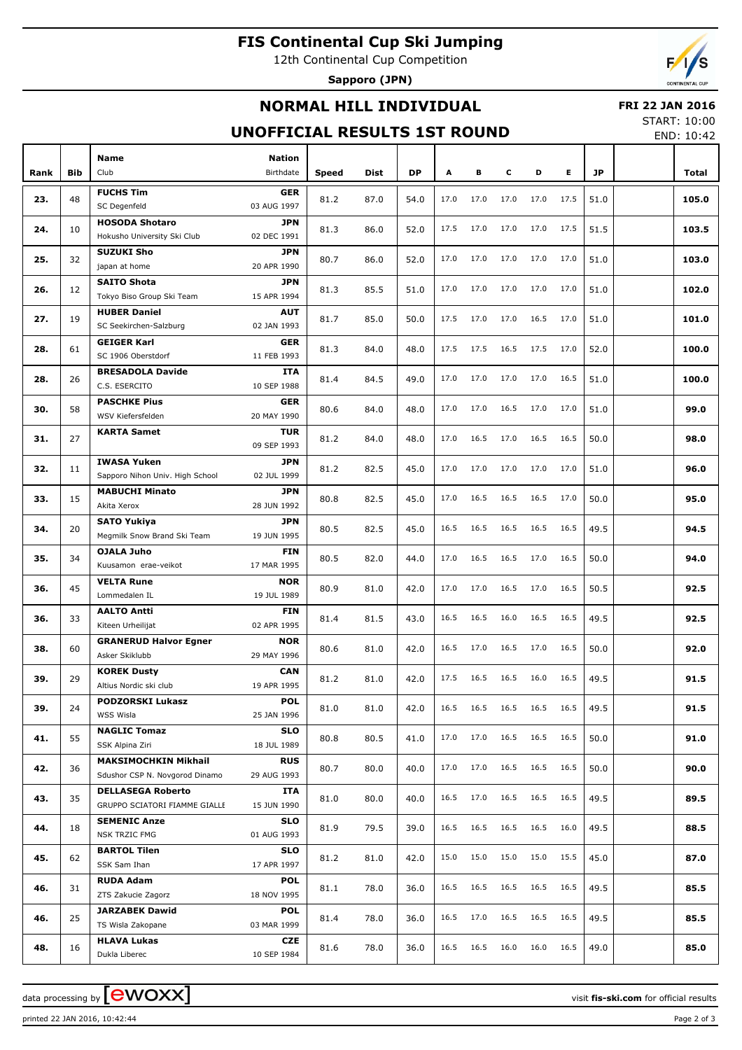# FIS Continental Cup Ski Jumping

12th Continental Cup Competition

**Sapporo (JPN)**

## NORMAL HILL INDIVIDUAL

## UNOFFICIAL RESULTS 1ST ROUND

**FRI 22 JAN 2016**
START: 10:00
END: 10:42

| Rank | Bib | Name / Club | Nation / Birthdate | Speed | Dist | DP | A | B | C | D | E | JP | | Total |
|---|---|---|---|---|---|---|---|---|---|---|---|---|---|---|
| 23. | 48 | **FUCHS Tim** SC Degenfeld | **GER** 03 AUG 1997 | 81.2 | 87.0 | 54.0 | 17.0 | 17.0 | 17.0 | 17.0 | 17.5 | 51.0 | | **105.0** |
| 24. | 10 | **HOSODA Shotaro** Hokusho University Ski Club | **JPN** 02 DEC 1991 | 81.3 | 86.0 | 52.0 | 17.5 | 17.0 | 17.0 | 17.0 | 17.5 | 51.5 | | **103.5** |
| 25. | 32 | **SUZUKI Sho** japan at home | **JPN** 20 APR 1990 | 80.7 | 86.0 | 52.0 | 17.0 | 17.0 | 17.0 | 17.0 | 17.0 | 51.0 | | **103.0** |
| 26. | 12 | **SAITO Shota** Tokyo Biso Group Ski Team | **JPN** 15 APR 1994 | 81.3 | 85.5 | 51.0 | 17.0 | 17.0 | 17.0 | 17.0 | 17.0 | 51.0 | | **102.0** |
| 27. | 19 | **HUBER Daniel** SC Seekirchen-Salzburg | **AUT** 02 JAN 1993 | 81.7 | 85.0 | 50.0 | 17.5 | 17.0 | 17.0 | 16.5 | 17.0 | 51.0 | | **101.0** |
| 28. | 61 | **GEIGER Karl** SC 1906 Oberstdorf | **GER** 11 FEB 1993 | 81.3 | 84.0 | 48.0 | 17.5 | 17.5 | 16.5 | 17.5 | 17.0 | 52.0 | | **100.0** |
| 28. | 26 | **BRESADOLA Davide** C.S. ESERCITO | **ITA** 10 SEP 1988 | 81.4 | 84.5 | 49.0 | 17.0 | 17.0 | 17.0 | 17.0 | 16.5 | 51.0 | | **100.0** |
| 30. | 58 | **PASCHKE Pius** WSV Kiefersfelden | **GER** 20 MAY 1990 | 80.6 | 84.0 | 48.0 | 17.0 | 17.0 | 16.5 | 17.0 | 17.0 | 51.0 | | **99.0** |
| 31. | 27 | **KARTA Samet** | **TUR** 09 SEP 1993 | 81.2 | 84.0 | 48.0 | 17.0 | 16.5 | 17.0 | 16.5 | 16.5 | 50.0 | | **98.0** |
| 32. | 11 | **IWASA Yuken** Sapporo Nihon Univ. High School | **JPN** 02 JUL 1999 | 81.2 | 82.5 | 45.0 | 17.0 | 17.0 | 17.0 | 17.0 | 17.0 | 51.0 | | **96.0** |
| 33. | 15 | **MABUCHI Minato** Akita Xerox | **JPN** 28 JUN 1992 | 80.8 | 82.5 | 45.0 | 17.0 | 16.5 | 16.5 | 16.5 | 17.0 | 50.0 | | **95.0** |
| 34. | 20 | **SATO Yukiya** Megmilk Snow Brand Ski Team | **JPN** 19 JUN 1995 | 80.5 | 82.5 | 45.0 | 16.5 | 16.5 | 16.5 | 16.5 | 16.5 | 49.5 | | **94.5** |
| 35. | 34 | **OJALA Juho** Kuusamon erae-veikot | **FIN** 17 MAR 1995 | 80.5 | 82.0 | 44.0 | 17.0 | 16.5 | 16.5 | 17.0 | 16.5 | 50.0 | | **94.0** |
| 36. | 45 | **VELTA Rune** Lommedalen IL | **NOR** 19 JUL 1989 | 80.9 | 81.0 | 42.0 | 17.0 | 17.0 | 16.5 | 17.0 | 16.5 | 50.5 | | **92.5** |
| 36. | 33 | **AALTO Antti** Kiteen Urheilijat | **FIN** 02 APR 1995 | 81.4 | 81.5 | 43.0 | 16.5 | 16.5 | 16.0 | 16.5 | 16.5 | 49.5 | | **92.5** |
| 38. | 60 | **GRANERUD Halvor Egner** Asker Skiklubb | **NOR** 29 MAY 1996 | 80.6 | 81.0 | 42.0 | 16.5 | 17.0 | 16.5 | 17.0 | 16.5 | 50.0 | | **92.0** |
| 39. | 29 | **KOREK Dusty** Altius Nordic ski club | **CAN** 19 APR 1995 | 81.2 | 81.0 | 42.0 | 17.5 | 16.5 | 16.5 | 16.0 | 16.5 | 49.5 | | **91.5** |
| 39. | 24 | **PODZORSKI Lukasz** WSS Wisla | **POL** 25 JAN 1996 | 81.0 | 81.0 | 42.0 | 16.5 | 16.5 | 16.5 | 16.5 | 16.5 | 49.5 | | **91.5** |
| 41. | 55 | **NAGLIC Tomaz** SSK Alpina Ziri | **SLO** 18 JUL 1989 | 80.8 | 80.5 | 41.0 | 17.0 | 17.0 | 16.5 | 16.5 | 16.5 | 50.0 | | **91.0** |
| 42. | 36 | **MAKSIMOCHKIN Mikhail** Sdushor CSP N. Novgorod Dinamo | **RUS** 29 AUG 1993 | 80.7 | 80.0 | 40.0 | 17.0 | 17.0 | 16.5 | 16.5 | 16.5 | 50.0 | | **90.0** |
| 43. | 35 | **DELLASEGA Roberto** GRUPPO SCIATORI FIAMME GIALLE | **ITA** 15 JUN 1990 | 81.0 | 80.0 | 40.0 | 16.5 | 17.0 | 16.5 | 16.5 | 16.5 | 49.5 | | **89.5** |
| 44. | 18 | **SEMENIC Anze** NSK TRZIC FMG | **SLO** 01 AUG 1993 | 81.9 | 79.5 | 39.0 | 16.5 | 16.5 | 16.5 | 16.5 | 16.0 | 49.5 | | **88.5** |
| 45. | 62 | **BARTOL Tilen** SSK Sam Ihan | **SLO** 17 APR 1997 | 81.2 | 81.0 | 42.0 | 15.0 | 15.0 | 15.0 | 15.0 | 15.5 | 45.0 | | **87.0** |
| 46. | 31 | **RUDA Adam** ZTS Zakucie Zagorz | **POL** 18 NOV 1995 | 81.1 | 78.0 | 36.0 | 16.5 | 16.5 | 16.5 | 16.5 | 16.5 | 49.5 | | **85.5** |
| 46. | 25 | **JARZABEK Dawid** TS Wisla Zakopane | **POL** 03 MAR 1999 | 81.4 | 78.0 | 36.0 | 16.5 | 17.0 | 16.5 | 16.5 | 16.5 | 49.5 | | **85.5** |
| 48. | 16 | **HLAVA Lukas** Dukla Liberec | **CZE** 10 SEP 1984 | 81.6 | 78.0 | 36.0 | 16.5 | 16.5 | 16.0 | 16.0 | 16.5 | 49.0 | | **85.0** |

data processing by ewoxx — visit **fis-ski.com** for official results

printed 22 JAN 2016, 10:42:44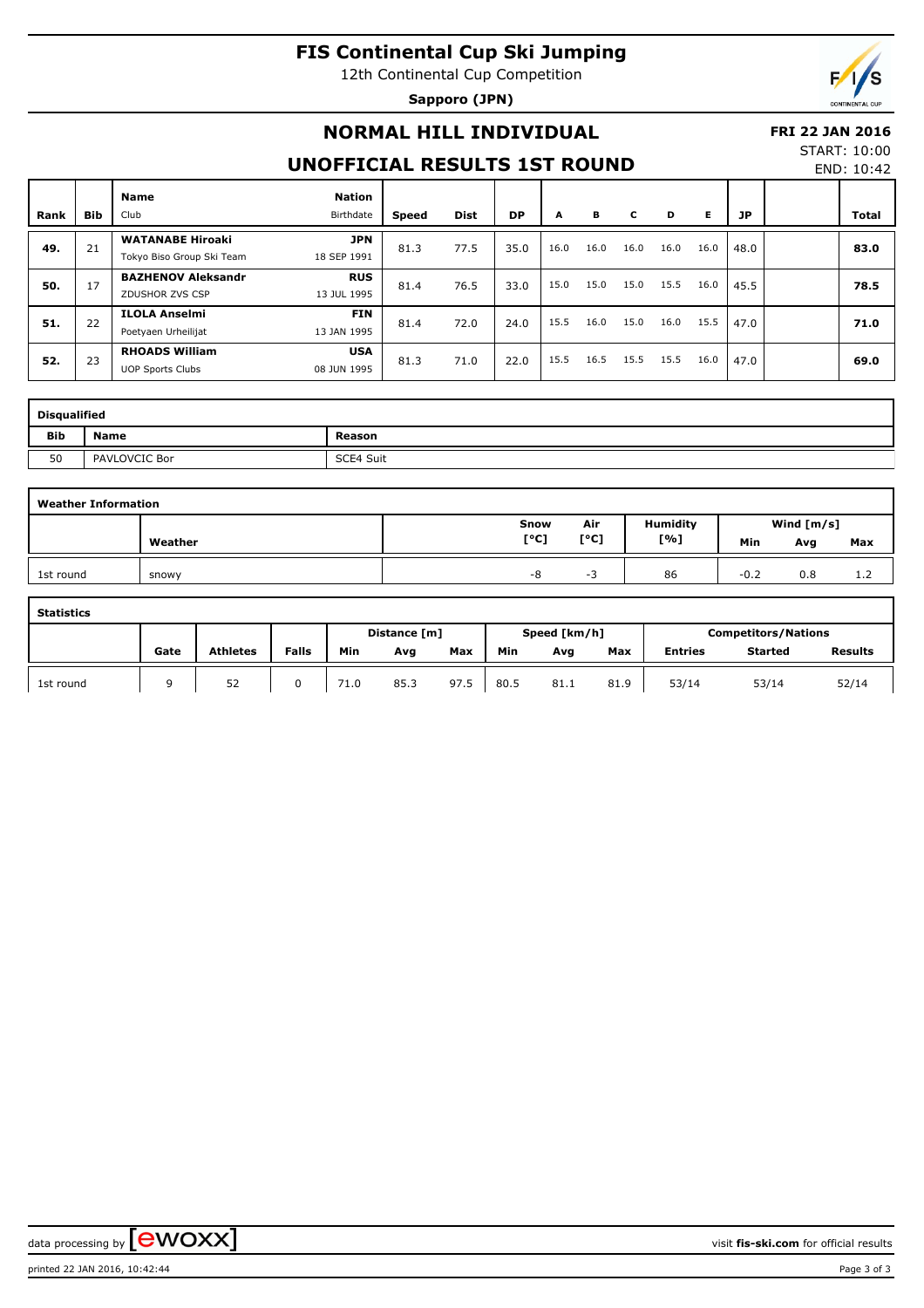# FIS Continental Cup Ski Jumping

12th Continental Cup Competition

**Sapporo (JPN)**

## NORMAL HILL INDIVIDUAL

**FRI 22 JAN 2016**

START: 10:00

END: 10:42

## UNOFFICIAL RESULTS 1ST ROUND

| Rank | Bib | Name / Club | Nation / Birthdate | Speed | Dist | DP | A | B | C | D | E | JP | | Total |
|---|---|---|---|---|---|---|---|---|---|---|---|---|---|---|
| 49. | 21 | **WATANABE Hiroaki** Tokyo Biso Group Ski Team | **JPN** 18 SEP 1991 | 81.3 | 77.5 | 35.0 | 16.0 | 16.0 | 16.0 | 16.0 | 16.0 | 48.0 | | **83.0** |
| 50. | 17 | **BAZHENOV Aleksandr** ZDUSHOR ZVS CSP | **RUS** 13 JUL 1995 | 81.4 | 76.5 | 33.0 | 15.0 | 15.0 | 15.0 | 15.5 | 16.0 | 45.5 | | **78.5** |
| 51. | 22 | **ILOLA Anselmi** Poetyaen Urheilijat | **FIN** 13 JAN 1995 | 81.4 | 72.0 | 24.0 | 15.5 | 16.0 | 15.0 | 16.0 | 15.5 | 47.0 | | **71.0** |
| 52. | 23 | **RHOADS William** UOP Sports Clubs | **USA** 08 JUN 1995 | 81.3 | 71.0 | 22.0 | 15.5 | 16.5 | 15.5 | 15.5 | 16.0 | 47.0 | | **69.0** |

**Disqualified**

| Bib | Name | Reason |
|---|---|---|
| 50 | PAVLOVCIC Bor | SCE4 Suit |

**Weather Information**

| | Weather | Snow [°C] | Air [°C] | Humidity [%] | Wind [m/s] Min | Avg | Max |
|---|---|---|---|---|---|---|---|
| 1st round | snowy | -8 | -3 | 86 | -0.2 | 0.8 | 1.2 |

**Statistics**

| | Gate | Athletes | Falls | Distance [m] Min | Avg | Max | Speed [km/h] Min | Avg | Max | Competitors/Nations Entries | Started | Results |
|---|---|---|---|---|---|---|---|---|---|---|---|---|
| 1st round | 9 | 52 | 0 | 71.0 | 85.3 | 97.5 | 80.5 | 81.1 | 81.9 | 53/14 | 53/14 | 52/14 |

data processing by [ewoxx]

visit **fis-ski.com** for official results

printed 22 JAN 2016, 10:42:44